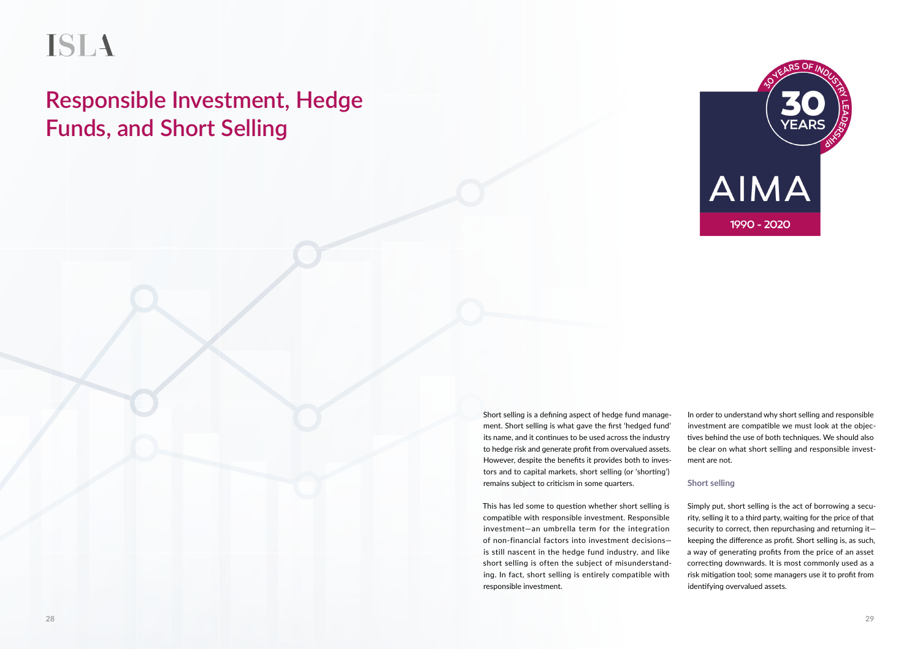# Responsible Investment, Hedge Funds, and Short Selling

Short selling is a defining aspect of hedge fund management. Short selling is what gave the first 'hedged fund' its name, and it continues to be used across the industry to hedge risk and generate profit from overvalued assets. However, despite the benefits it provides both to investors and to capital markets, short selling (or 'shorting') remains subject to criticism in some quarters.

This has led some to question whether short selling is compatible with responsible investment. Responsible investment—an umbrella term for the integration of non-financial factors into investment decisions—is still nascent in the hedge fund industry, and like short selling is often the subject of misunderstanding. In fact, short selling is entirely compatible with responsible investment.

In order to understand why short selling and responsible investment are compatible we must look at the objectives behind the use of both techniques. We should also be clear on what short selling and responsible investment are not.

### Short selling

Simply put, short selling is the act of borrowing a security, selling it to a third party, waiting for the price of that security to correct, then repurchasing and returning it—keeping the difference as profit. Short selling is, as such, a way of generating profits from the price of an asset correcting downwards. It is most commonly used as a risk mitigation tool; some managers use it to profit from identifying overvalued assets.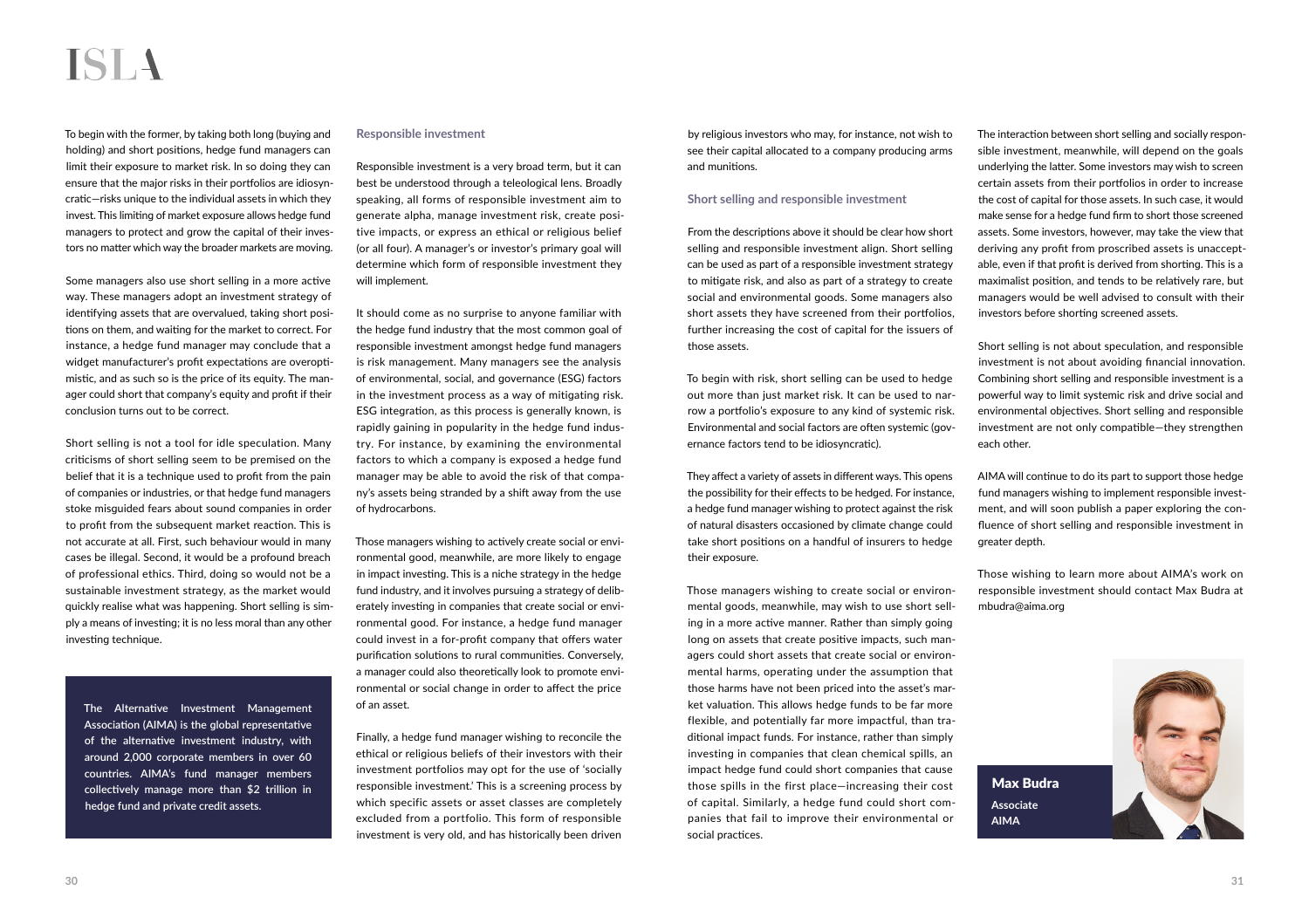To begin with the former, by taking both long (buying and holding) and short positions, hedge fund managers can limit their exposure to market risk. In so doing they can ensure that the major risks in their portfolios are idiosyncratic—risks unique to the individual assets in which they invest. This limiting of market exposure allows hedge fund managers to protect and grow the capital of their investors no matter which way the broader markets are moving.

Some managers also use short selling in a more active way. These managers adopt an investment strategy of identifying assets that are overvalued, taking short positions on them, and waiting for the market to correct. For instance, a hedge fund manager may conclude that a widget manufacturer's profit expectations are overoptimistic, and as such so is the price of its equity. The manager could short that company's equity and profit if their conclusion turns out to be correct.

Short selling is not a tool for idle speculation. Many criticisms of short selling seem to be premised on the belief that it is a technique used to profit from the pain of companies or industries, or that hedge fund managers stoke misguided fears about sound companies in order to profit from the subsequent market reaction. This is not accurate at all. First, such behaviour would in many cases be illegal. Second, it would be a profound breach of professional ethics. Third, doing so would not be a sustainable investment strategy, as the market would quickly realise what was happening. Short selling is simply a means of investing; it is no less moral than any other investing technique.

**The Alternative Investment Management Association (AIMA) is the global representative of the alternative investment industry, with around 2,000 corporate members in over 60 countries. AIMA's fund manager members collectively manage more than $2 trillion in hedge fund and private credit assets.**

## Responsible investment

Responsible investment is a very broad term, but it can best be understood through a teleological lens. Broadly speaking, all forms of responsible investment aim to generate alpha, manage investment risk, create positive impacts, or express an ethical or religious belief (or all four). A manager's or investor's primary goal will determine which form of responsible investment they will implement.

It should come as no surprise to anyone familiar with the hedge fund industry that the most common goal of responsible investment amongst hedge fund managers is risk management. Many managers see the analysis of environmental, social, and governance (ESG) factors in the investment process as a way of mitigating risk. ESG integration, as this process is generally known, is rapidly gaining in popularity in the hedge fund industry. For instance, by examining the environmental factors to which a company is exposed a hedge fund manager may be able to avoid the risk of that company's assets being stranded by a shift away from the use of hydrocarbons.

Those managers wishing to actively create social or environmental good, meanwhile, are more likely to engage in impact investing. This is a niche strategy in the hedge fund industry, and it involves pursuing a strategy of deliberately investing in companies that create social or environmental good. For instance, a hedge fund manager could invest in a for-profit company that offers water purification solutions to rural communities. Conversely, a manager could also theoretically look to promote environmental or social change in order to affect the price of an asset.

Finally, a hedge fund manager wishing to reconcile the ethical or religious beliefs of their investors with their investment portfolios may opt for the use of 'socially responsible investment.' This is a screening process by which specific assets or asset classes are completely excluded from a portfolio. This form of responsible investment is very old, and has historically been driven by religious investors who may, for instance, not wish to see their capital allocated to a company producing arms and munitions.

## Short selling and responsible investment

From the descriptions above it should be clear how short selling and responsible investment align. Short selling can be used as part of a responsible investment strategy to mitigate risk, and also as part of a strategy to create social and environmental goods. Some managers also short assets they have screened from their portfolios, further increasing the cost of capital for the issuers of those assets.

To begin with risk, short selling can be used to hedge out more than just market risk. It can be used to narrow a portfolio's exposure to any kind of systemic risk. Environmental and social factors are often systemic (governance factors tend to be idiosyncratic).

They affect a variety of assets in different ways. This opens the possibility for their effects to be hedged. For instance, a hedge fund manager wishing to protect against the risk of natural disasters occasioned by climate change could take short positions on a handful of insurers to hedge their exposure.

Those managers wishing to create social or environmental goods, meanwhile, may wish to use short selling in a more active manner. Rather than simply going long on assets that create positive impacts, such managers could short assets that create social or environmental harms, operating under the assumption that those harms have not been priced into the asset's market valuation. This allows hedge funds to be far more flexible, and potentially far more impactful, than traditional impact funds. For instance, rather than simply investing in companies that clean chemical spills, an impact hedge fund could short companies that cause those spills in the first place—increasing their cost of capital. Similarly, a hedge fund could short companies that fail to improve their environmental or social practices.

The interaction between short selling and socially responsible investment, meanwhile, will depend on the goals underlying the latter. Some investors may wish to screen certain assets from their portfolios in order to increase the cost of capital for those assets. In such case, it would make sense for a hedge fund firm to short those screened assets. Some investors, however, may take the view that deriving any profit from proscribed assets is unacceptable, even if that profit is derived from shorting. This is a maximalist position, and tends to be relatively rare, but managers would be well advised to consult with their investors before shorting screened assets.

Short selling is not about speculation, and responsible investment is not about avoiding financial innovation. Combining short selling and responsible investment is a powerful way to limit systemic risk and drive social and environmental objectives. Short selling and responsible investment are not only compatible—they strengthen each other.

AIMA will continue to do its part to support those hedge fund managers wishing to implement responsible investment, and will soon publish a paper exploring the confluence of short selling and responsible investment in greater depth.

Those wishing to learn more about AIMA's work on responsible investment should contact Max Budra at mbudra@aima.org

**Max Budra**
**Associate**
**AIMA**